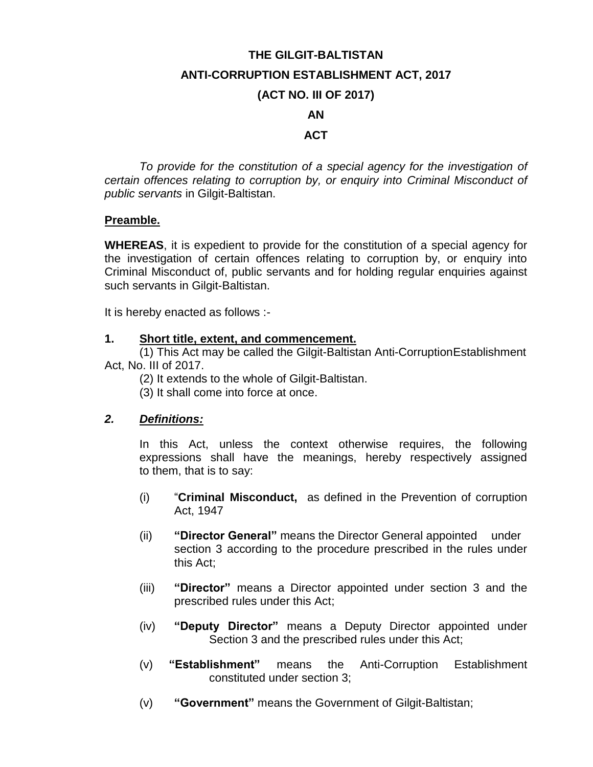# THE GILGIT-BALTISTAN

# ANTI-CORRUPTION ESTABLISHMENT ACT, 2017

# (ACT NO. III OF 2017)

# AN

# ACT

*To provide for the constitution of a special agency for the investigation of certain offences relating to corruption by, or enquiry into Criminal Misconduct of public servants* in Gilgit-Baltistan.

**Preamble.**

**WHEREAS**, it is expedient to provide for the constitution of a special agency for the investigation of certain offences relating to corruption by, or enquiry into Criminal Misconduct of, public servants and for holding regular enquiries against such servants in Gilgit-Baltistan.

It is hereby enacted as follows :-

**1. Short title, extent, and commencement.**

(1) This Act may be called the Gilgit-Baltistan Anti-CorruptionEstablishment Act, No. III of 2017.

(2) It extends to the whole of Gilgit-Baltistan.

(3) It shall come into force at once.

***2. Definitions:***

In this Act, unless the context otherwise requires, the following expressions shall have the meanings, hereby respectively assigned to them, that is to say:

(i) "**Criminal Misconduct,** as defined in the Prevention of corruption Act, 1947

(ii) **"Director General"** means the Director General appointed under section 3 according to the procedure prescribed in the rules under this Act;

(iii) **"Director"** means a Director appointed under section 3 and the prescribed rules under this Act;

(iv) **"Deputy Director"** means a Deputy Director appointed under Section 3 and the prescribed rules under this Act;

(v) **"Establishment"** means the Anti-Corruption Establishment constituted under section 3;

(v) **"Government"** means the Government of Gilgit-Baltistan;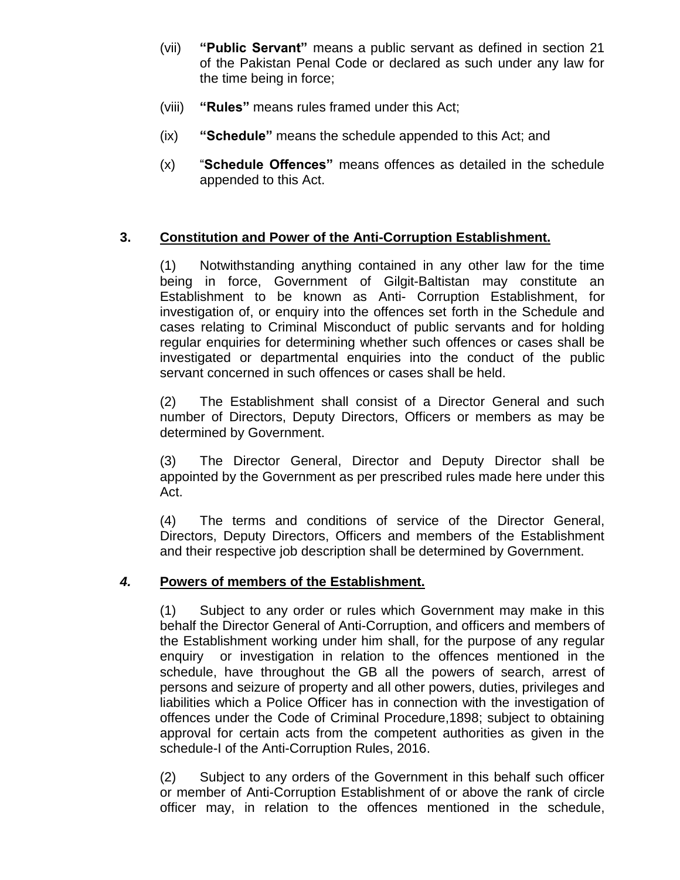(vii) **"Public Servant"** means a public servant as defined in section 21 of the Pakistan Penal Code or declared as such under any law for the time being in force;

(viii) **"Rules"** means rules framed under this Act;

(ix) **"Schedule"** means the schedule appended to this Act; and

(x) "**Schedule Offences"** means offences as detailed in the schedule appended to this Act.

**3. <u>Constitution and Power of the Anti-Corruption Establishment.</u>**

(1) Notwithstanding anything contained in any other law for the time being in force, Government of Gilgit-Baltistan may constitute an Establishment to be known as Anti- Corruption Establishment, for investigation of, or enquiry into the offences set forth in the Schedule and cases relating to Criminal Misconduct of public servants and for holding regular enquiries for determining whether such offences or cases shall be investigated or departmental enquiries into the conduct of the public servant concerned in such offences or cases shall be held.

(2) The Establishment shall consist of a Director General and such number of Directors, Deputy Directors, Officers or members as may be determined by Government.

(3) The Director General, Director and Deputy Director shall be appointed by the Government as per prescribed rules made here under this Act.

(4) The terms and conditions of service of the Director General, Directors, Deputy Directors, Officers and members of the Establishment and their respective job description shall be determined by Government.

***4.*** **<u>Powers of members of the Establishment.</u>**

(1) Subject to any order or rules which Government may make in this behalf the Director General of Anti-Corruption, and officers and members of the Establishment working under him shall, for the purpose of any regular enquiry or investigation in relation to the offences mentioned in the schedule, have throughout the GB all the powers of search, arrest of persons and seizure of property and all other powers, duties, privileges and liabilities which a Police Officer has in connection with the investigation of offences under the Code of Criminal Procedure,1898; subject to obtaining approval for certain acts from the competent authorities as given in the schedule-I of the Anti-Corruption Rules, 2016.

(2) Subject to any orders of the Government in this behalf such officer or member of Anti-Corruption Establishment of or above the rank of circle officer may, in relation to the offences mentioned in the schedule,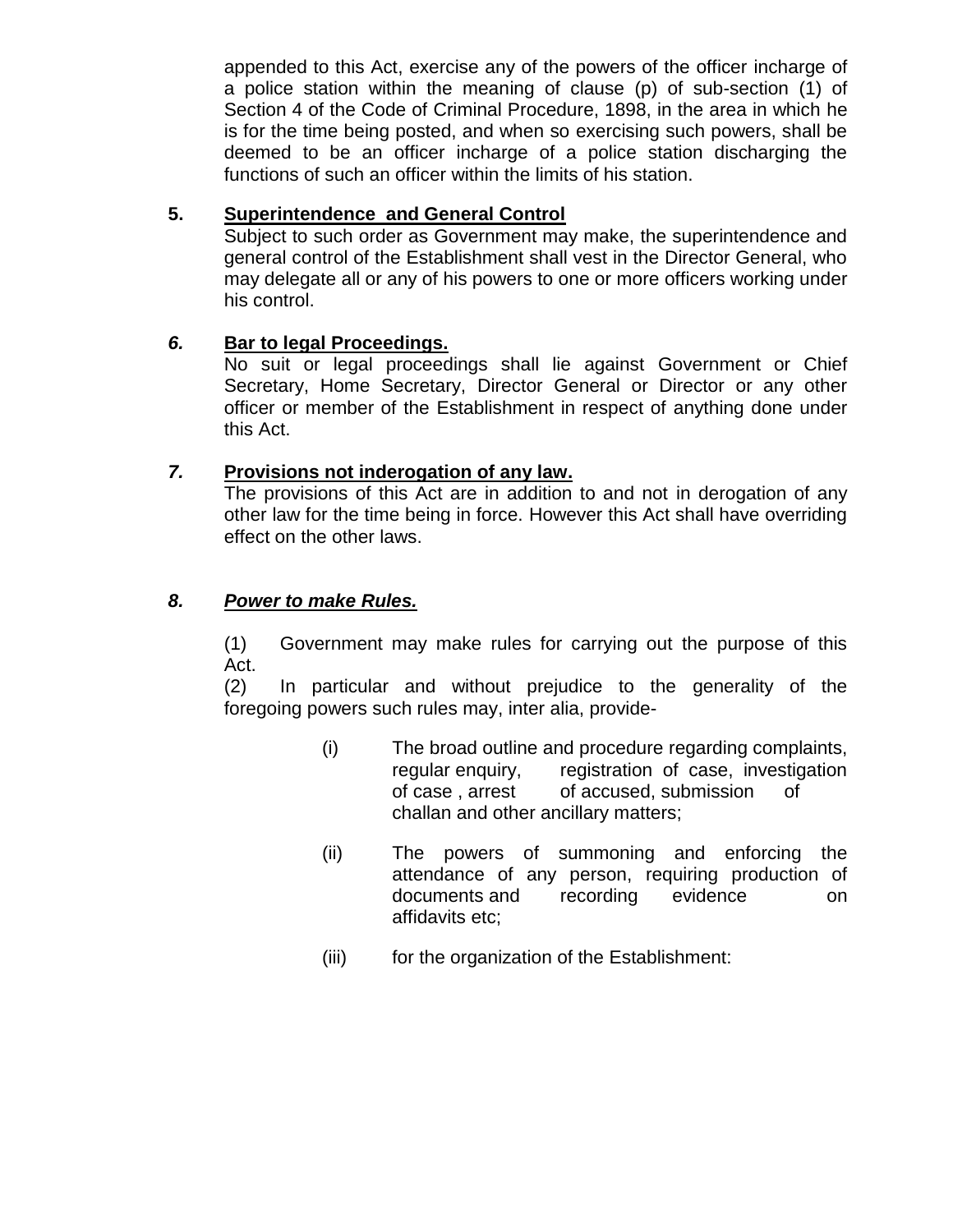appended to this Act, exercise any of the powers of the officer incharge of a police station within the meaning of clause (p) of sub-section (1) of Section 4 of the Code of Criminal Procedure, 1898, in the area in which he is for the time being posted, and when so exercising such powers, shall be deemed to be an officer incharge of a police station discharging the functions of such an officer within the limits of his station.

**5. Superintendence and General Control**

Subject to such order as Government may make, the superintendence and general control of the Establishment shall vest in the Director General, who may delegate all or any of his powers to one or more officers working under his control.

***6.*** **Bar to legal Proceedings.**

No suit or legal proceedings shall lie against Government or Chief Secretary, Home Secretary, Director General or Director or any other officer or member of the Establishment in respect of anything done under this Act.

***7.*** **Provisions not inderogation of any law.**

The provisions of this Act are in addition to and not in derogation of any other law for the time being in force. However this Act shall have overriding effect on the other laws.

***8. Power to make Rules.***

(1) Government may make rules for carrying out the purpose of this Act.

(2) In particular and without prejudice to the generality of the foregoing powers such rules may, inter alia, provide-

(i) The broad outline and procedure regarding complaints, regular enquiry, registration of case, investigation of case , arrest of accused, submission of challan and other ancillary matters;

(ii) The powers of summoning and enforcing the attendance of any person, requiring production of documents and recording evidence on affidavits etc;

(iii) for the organization of the Establishment: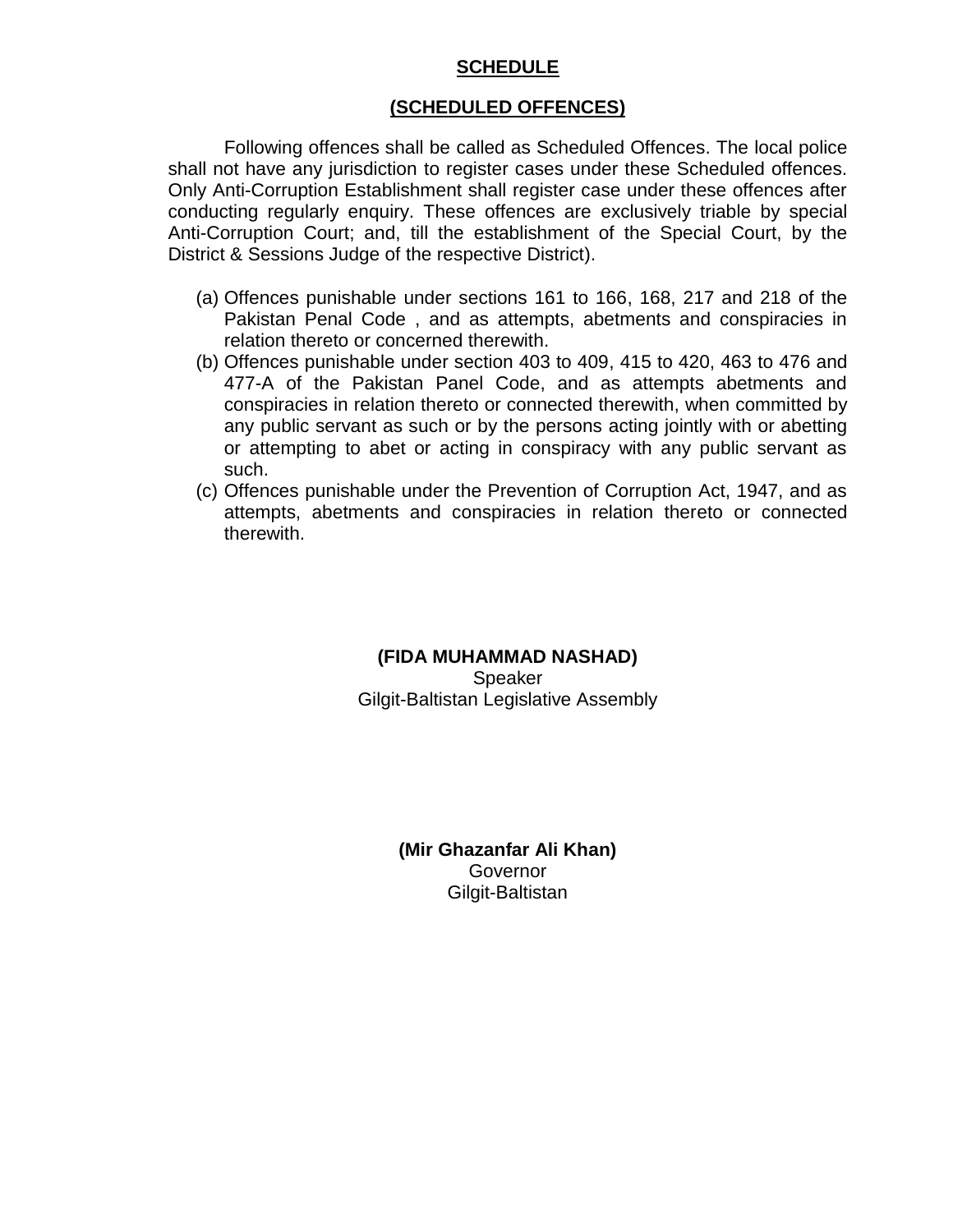## SCHEDULE

## (SCHEDULED OFFENCES)

Following offences shall be called as Scheduled Offences. The local police shall not have any jurisdiction to register cases under these Scheduled offences. Only Anti-Corruption Establishment shall register case under these offences after conducting regularly enquiry. These offences are exclusively triable by special Anti-Corruption Court; and, till the establishment of the Special Court, by the District & Sessions Judge of the respective District).

(a) Offences punishable under sections 161 to 166, 168, 217 and 218 of the Pakistan Penal Code , and as attempts, abetments and conspiracies in relation thereto or concerned therewith.

(b) Offences punishable under section 403 to 409, 415 to 420, 463 to 476 and 477-A of the Pakistan Panel Code, and as attempts abetments and conspiracies in relation thereto or connected therewith, when committed by any public servant as such or by the persons acting jointly with or abetting or attempting to abet or acting in conspiracy with any public servant as such.

(c) Offences punishable under the Prevention of Corruption Act, 1947, and as attempts, abetments and conspiracies in relation thereto or connected therewith.

**(FIDA MUHAMMAD NASHAD)**
Speaker
Gilgit-Baltistan Legislative Assembly

**(Mir Ghazanfar Ali Khan)**
Governor
Gilgit-Baltistan